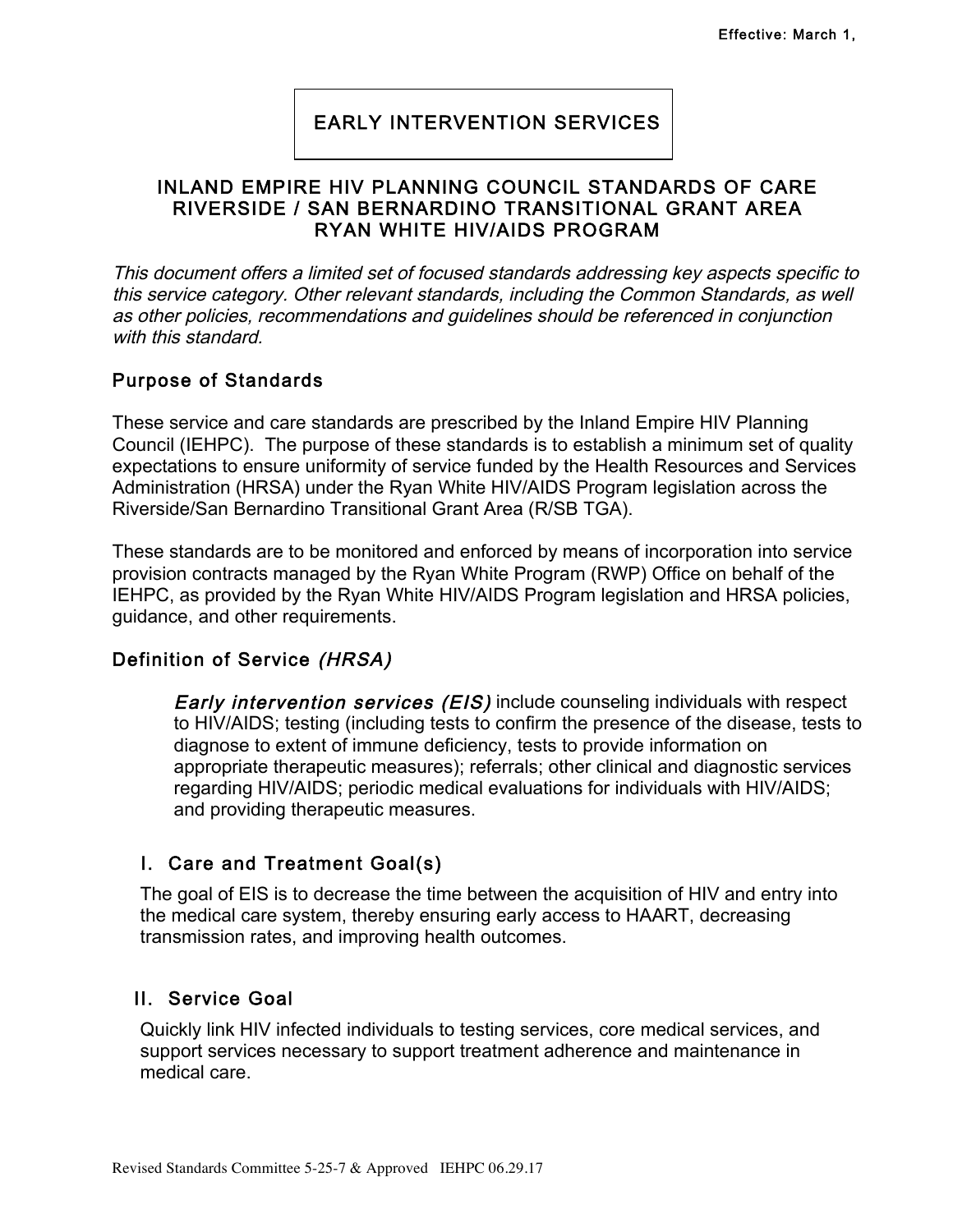Effective: March 1,

# EARLY INTERVENTION SERVICES

## INLAND EMPIRE HIV PLANNING COUNCIL STANDARDS OF CARE RIVERSIDE / SAN BERNARDINO TRANSITIONAL GRANT AREA RYAN WHITE HIV/AIDS PROGRAM

*This document offers a limited set of focused standards addressing key aspects specific to this service category. Other relevant standards, including the Common Standards, as well as other policies, recommendations and guidelines should be referenced in conjunction with this standard.*

## Purpose of Standards

These service and care standards are prescribed by the Inland Empire HIV Planning Council (IEHPC). The purpose of these standards is to establish a minimum set of quality expectations to ensure uniformity of service funded by the Health Resources and Services Administration (HRSA) under the Ryan White HIV/AIDS Program legislation across the Riverside/San Bernardino Transitional Grant Area (R/SB TGA).

These standards are to be monitored and enforced by means of incorporation into service provision contracts managed by the Ryan White Program (RWP) Office on behalf of the IEHPC, as provided by the Ryan White HIV/AIDS Program legislation and HRSA policies, guidance, and other requirements.

## Definition of Service *(HRSA)*

> *Early intervention services (EIS)* include counseling individuals with respect to HIV/AIDS; testing (including tests to confirm the presence of the disease, tests to diagnose to extent of immune deficiency, tests to provide information on appropriate therapeutic measures); referrals; other clinical and diagnostic services regarding HIV/AIDS; periodic medical evaluations for individuals with HIV/AIDS; and providing therapeutic measures.

### I. Care and Treatment Goal(s)

The goal of EIS is to decrease the time between the acquisition of HIV and entry into the medical care system, thereby ensuring early access to HAART, decreasing transmission rates, and improving health outcomes.

### II. Service Goal

Quickly link HIV infected individuals to testing services, core medical services, and support services necessary to support treatment adherence and maintenance in medical care.

Revised Standards Committee 5-25-7 & Approved IEHPC 06.29.17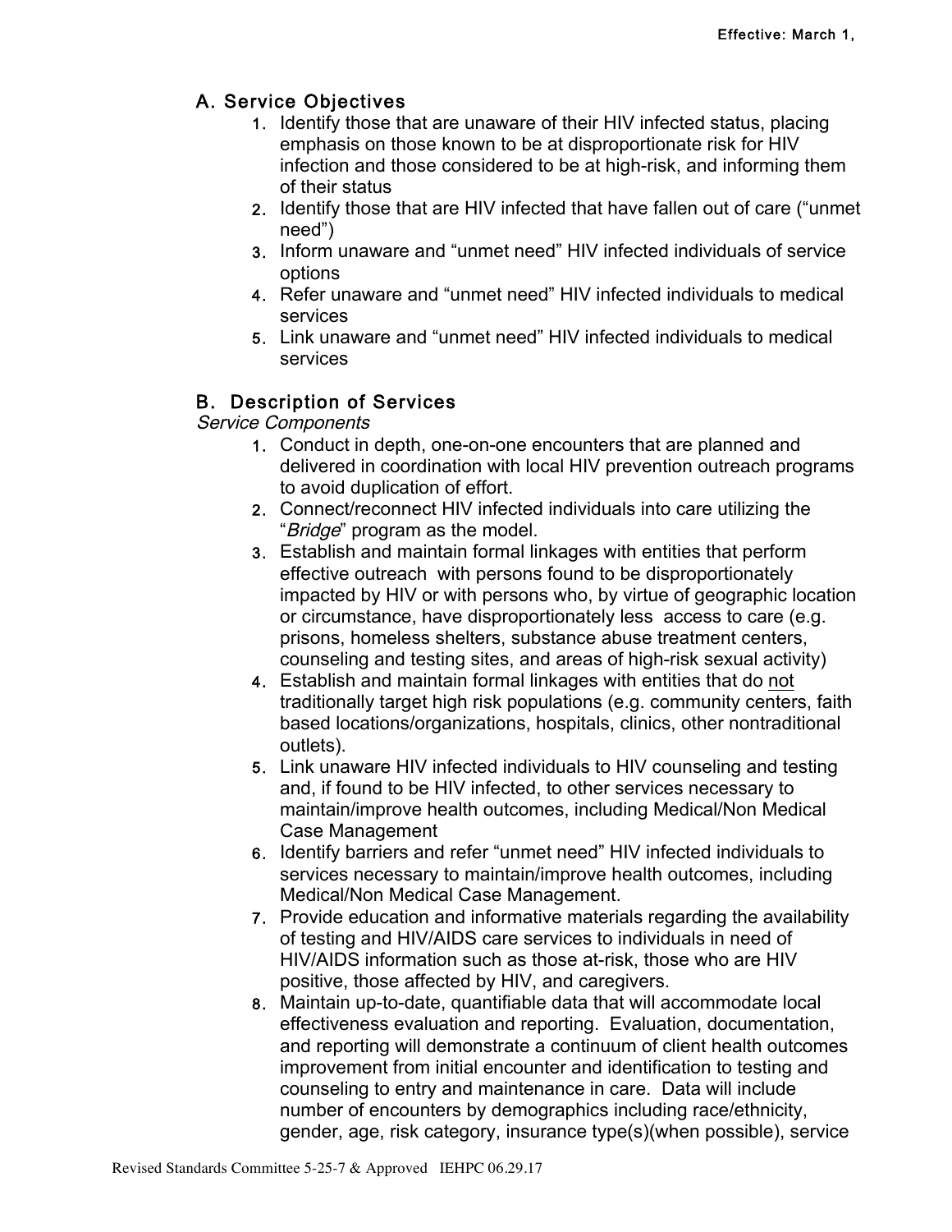## A. Service Objectives

1. Identify those that are unaware of their HIV infected status, placing emphasis on those known to be at disproportionate risk for HIV infection and those considered to be at high-risk, and informing them of their status
2. Identify those that are HIV infected that have fallen out of care ("unmet need")
3. Inform unaware and "unmet need" HIV infected individuals of service options
4. Refer unaware and "unmet need" HIV infected individuals to medical services
5. Link unaware and "unmet need" HIV infected individuals to medical services

## B. Description of Services

*Service Components*

1. Conduct in depth, one-on-one encounters that are planned and delivered in coordination with local HIV prevention outreach programs to avoid duplication of effort.
2. Connect/reconnect HIV infected individuals into care utilizing the "*Bridge*" program as the model.
3. Establish and maintain formal linkages with entities that perform effective outreach with persons found to be disproportionately impacted by HIV or with persons who, by virtue of geographic location or circumstance, have disproportionately less access to care (e.g. prisons, homeless shelters, substance abuse treatment centers, counseling and testing sites, and areas of high-risk sexual activity)
4. Establish and maintain formal linkages with entities that do <u>not</u> traditionally target high risk populations (e.g. community centers, faith based locations/organizations, hospitals, clinics, other nontraditional outlets).
5. Link unaware HIV infected individuals to HIV counseling and testing and, if found to be HIV infected, to other services necessary to maintain/improve health outcomes, including Medical/Non Medical Case Management
6. Identify barriers and refer "unmet need" HIV infected individuals to services necessary to maintain/improve health outcomes, including Medical/Non Medical Case Management.
7. Provide education and informative materials regarding the availability of testing and HIV/AIDS care services to individuals in need of HIV/AIDS information such as those at-risk, those who are HIV positive, those affected by HIV, and caregivers.
8. Maintain up-to-date, quantifiable data that will accommodate local effectiveness evaluation and reporting. Evaluation, documentation, and reporting will demonstrate a continuum of client health outcomes improvement from initial encounter and identification to testing and counseling to entry and maintenance in care. Data will include number of encounters by demographics including race/ethnicity, gender, age, risk category, insurance type(s)(when possible), service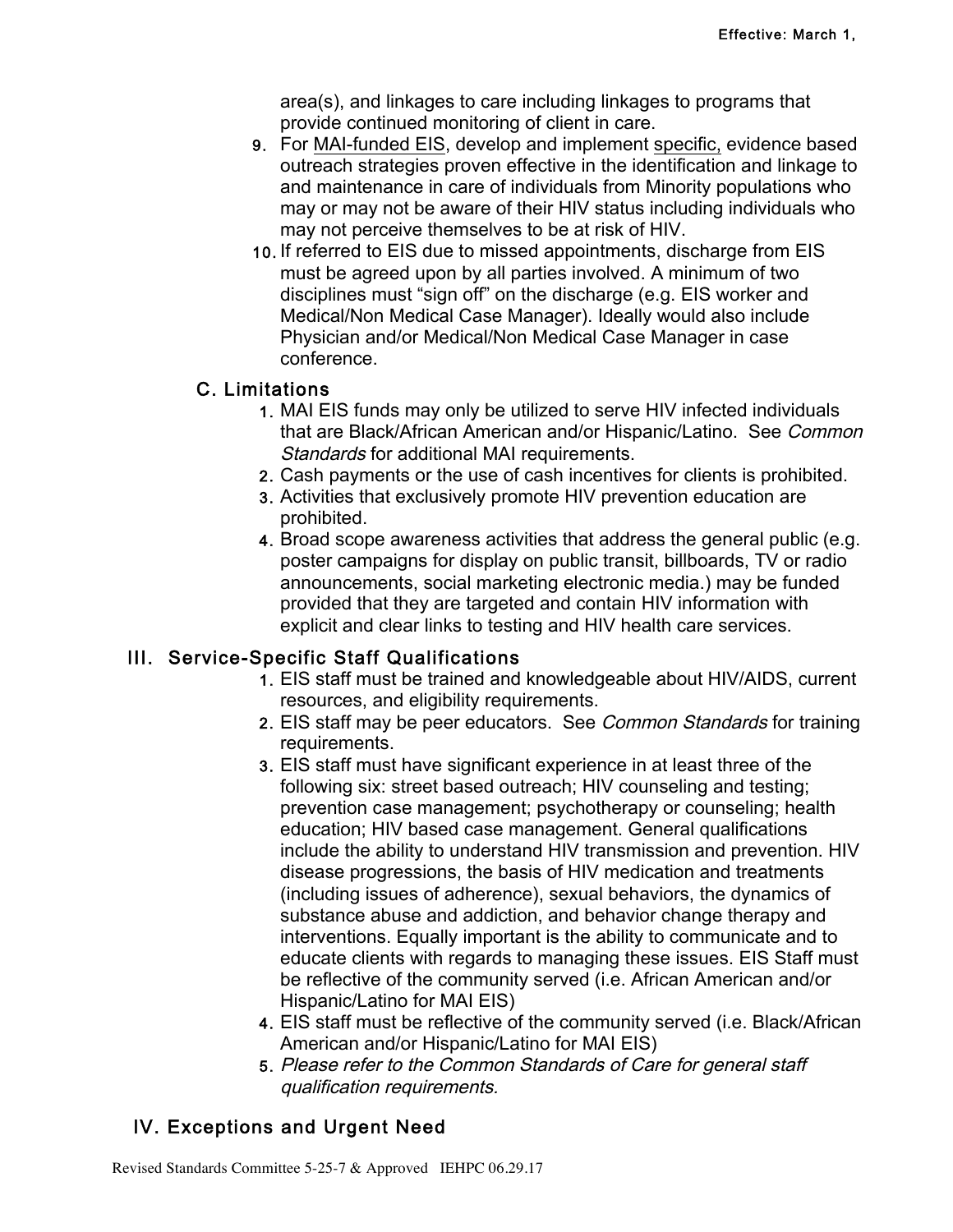area(s), and linkages to care including linkages to programs that provide continued monitoring of client in care.

9. For MAI-funded EIS, develop and implement specific, evidence based outreach strategies proven effective in the identification and linkage to and maintenance in care of individuals from Minority populations who may or may not be aware of their HIV status including individuals who may not perceive themselves to be at risk of HIV.
10. If referred to EIS due to missed appointments, discharge from EIS must be agreed upon by all parties involved. A minimum of two disciplines must “sign off” on the discharge (e.g. EIS worker and Medical/Non Medical Case Manager). Ideally would also include Physician and/or Medical/Non Medical Case Manager in case conference.

### C. Limitations

1. MAI EIS funds may only be utilized to serve HIV infected individuals that are Black/African American and/or Hispanic/Latino. See *Common Standards* for additional MAI requirements.
2. Cash payments or the use of cash incentives for clients is prohibited.
3. Activities that exclusively promote HIV prevention education are prohibited.
4. Broad scope awareness activities that address the general public (e.g. poster campaigns for display on public transit, billboards, TV or radio announcements, social marketing electronic media.) may be funded provided that they are targeted and contain HIV information with explicit and clear links to testing and HIV health care services.

## III. Service-Specific Staff Qualifications

1. EIS staff must be trained and knowledgeable about HIV/AIDS, current resources, and eligibility requirements.
2. EIS staff may be peer educators. See *Common Standards* for training requirements.
3. EIS staff must have significant experience in at least three of the following six: street based outreach; HIV counseling and testing; prevention case management; psychotherapy or counseling; health education; HIV based case management. General qualifications include the ability to understand HIV transmission and prevention. HIV disease progressions, the basis of HIV medication and treatments (including issues of adherence), sexual behaviors, the dynamics of substance abuse and addiction, and behavior change therapy and interventions. Equally important is the ability to communicate and to educate clients with regards to managing these issues. EIS Staff must be reflective of the community served (i.e. African American and/or Hispanic/Latino for MAI EIS)
4. EIS staff must be reflective of the community served (i.e. Black/African American and/or Hispanic/Latino for MAI EIS)
5. *Please refer to the Common Standards of Care for general staff qualification requirements.*

## IV. Exceptions and Urgent Need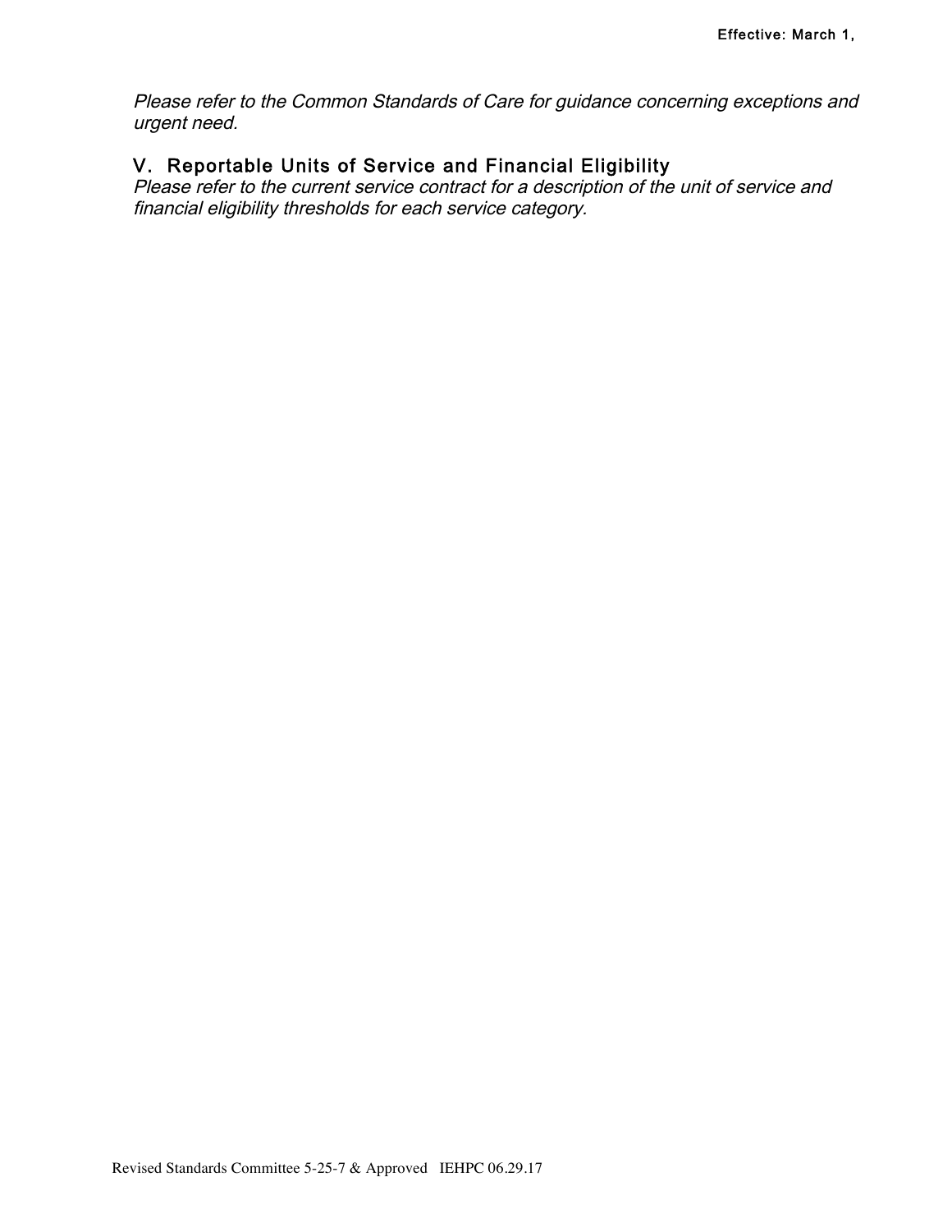*Please refer to the Common Standards of Care for guidance concerning exceptions and urgent need.*

## V. Reportable Units of Service and Financial Eligibility

*Please refer to the current service contract for a description of the unit of service and financial eligibility thresholds for each service category.*